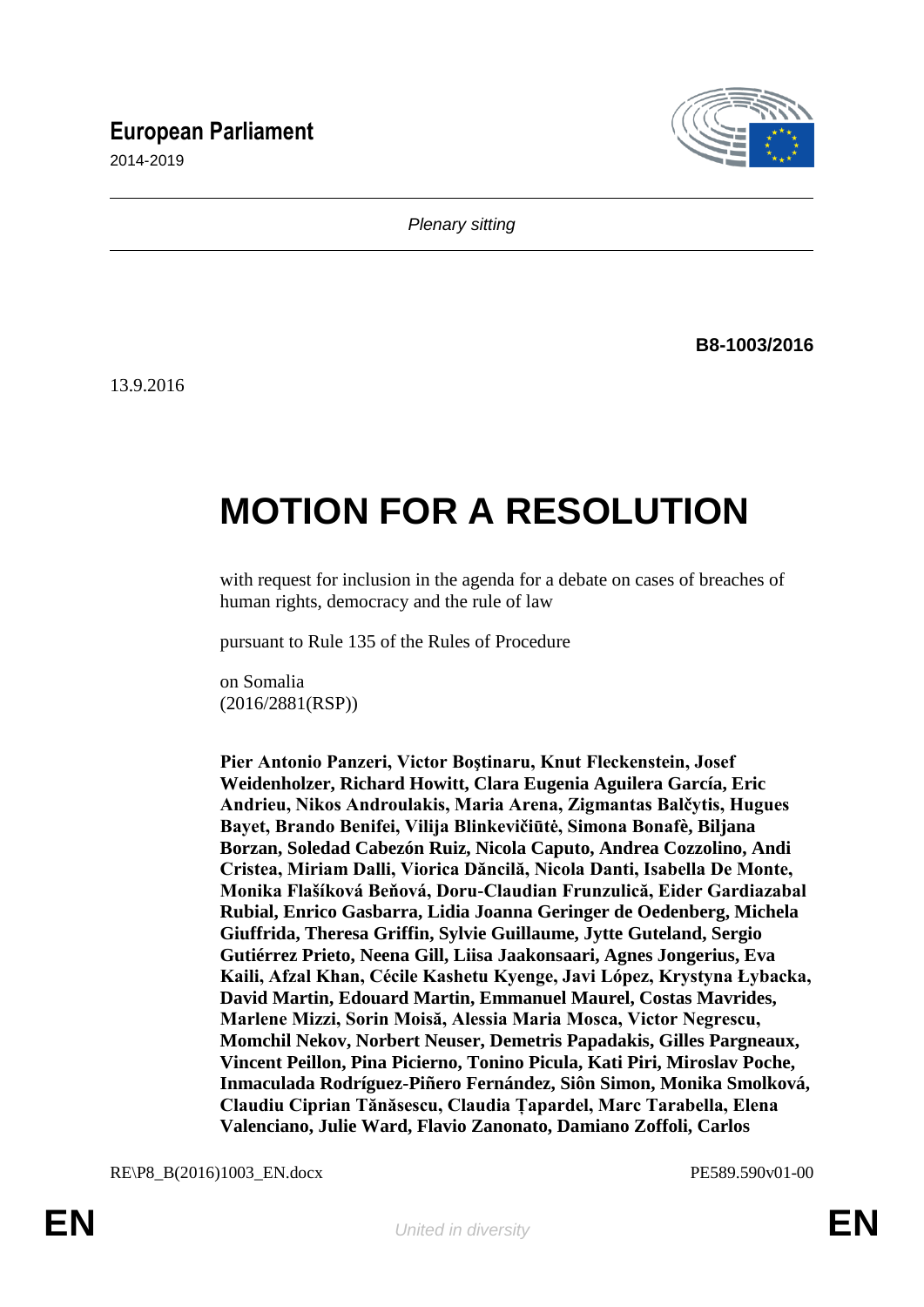**European Parliament**

2014-2019

*Plenary sitting*

**B8-1003/2016**

13.9.2016

# MOTION FOR A RESOLUTION

with request for inclusion in the agenda for a debate on cases of breaches of human rights, democracy and the rule of law

pursuant to Rule 135 of the Rules of Procedure

on Somalia
(2016/2881(RSP))

**Pier Antonio Panzeri, Victor Boştinaru, Knut Fleckenstein, Josef Weidenholzer, Richard Howitt, Clara Eugenia Aguilera García, Eric Andrieu, Nikos Androulakis, Maria Arena, Zigmantas Balčytis, Hugues Bayet, Brando Benifei, Vilija Blinkevičiūtė, Simona Bonafè, Biljana Borzan, Soledad Cabezón Ruiz, Nicola Caputo, Andrea Cozzolino, Andi Cristea, Miriam Dalli, Viorica Dăncilă, Nicola Danti, Isabella De Monte, Monika Flašíková Beňová, Doru-Claudian Frunzulică, Eider Gardiazabal Rubial, Enrico Gasbarra, Lidia Joanna Geringer de Oedenberg, Michela Giuffrida, Theresa Griffin, Sylvie Guillaume, Jytte Guteland, Sergio Gutiérrez Prieto, Neena Gill, Liisa Jaakonsaari, Agnes Jongerius, Eva Kaili, Afzal Khan, Cécile Kashetu Kyenge, Javi López, Krystyna Łybacka, David Martin, Edouard Martin, Emmanuel Maurel, Costas Mavrides, Marlene Mizzi, Sorin Moisă, Alessia Maria Mosca, Victor Negrescu, Momchil Nekov, Norbert Neuser, Demetris Papadakis, Gilles Pargneaux, Vincent Peillon, Pina Picierno, Tonino Picula, Kati Piri, Miroslav Poche, Inmaculada Rodríguez-Piñero Fernández, Siôn Simon, Monika Smolková, Claudiu Ciprian Tănăsescu, Claudia Ţapardel, Marc Tarabella, Elena Valenciano, Julie Ward, Flavio Zanonato, Damiano Zoffoli, Carlos**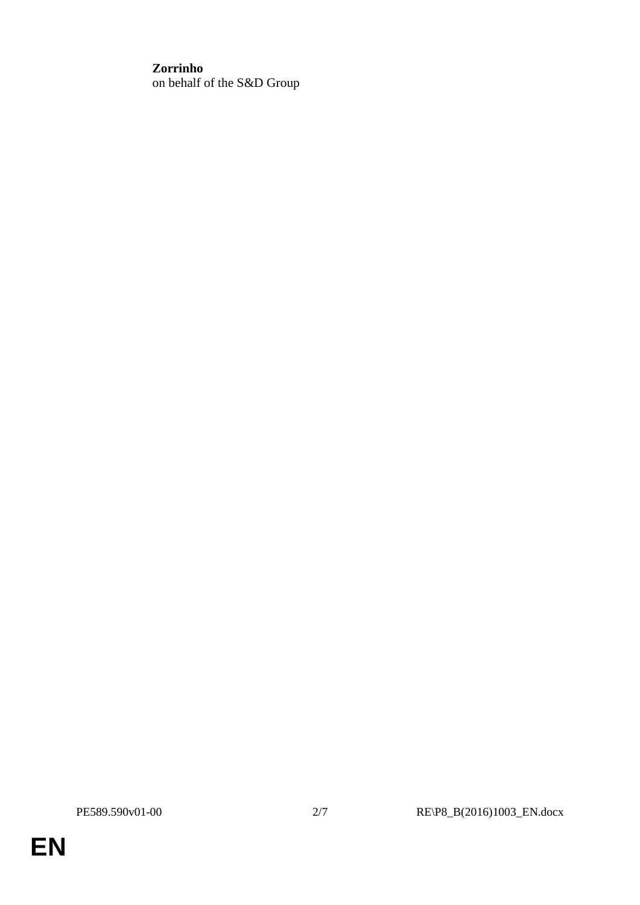**Zorrinho**
on behalf of the S&D Group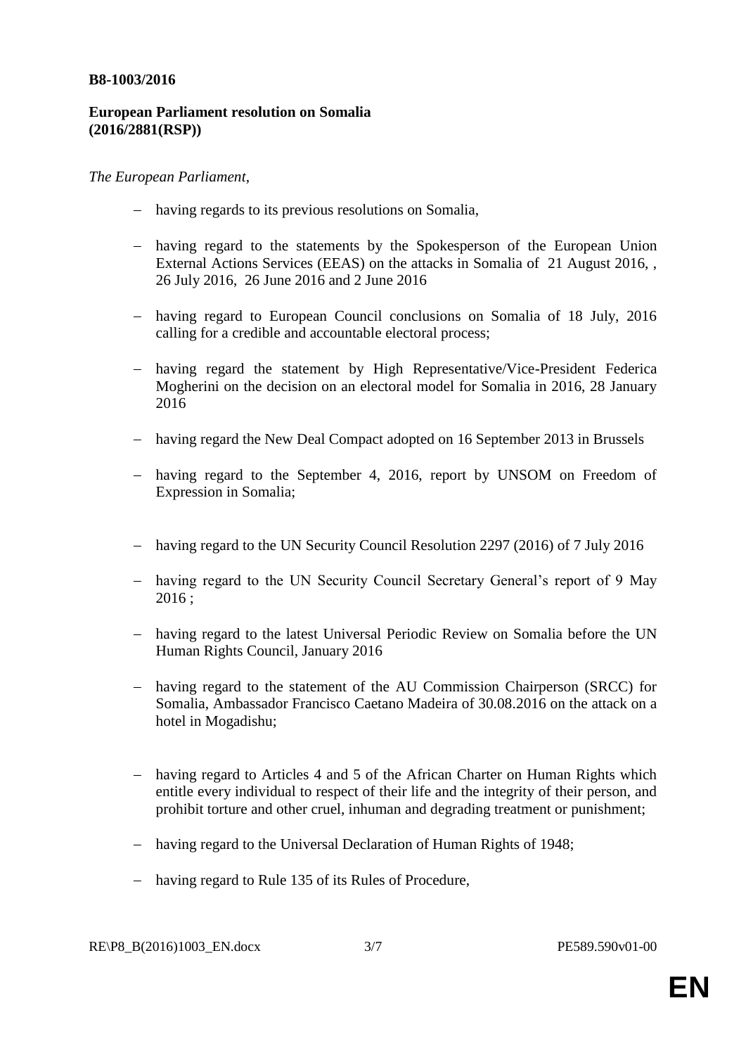**B8-1003/2016**

**European Parliament resolution on Somalia (2016/2881(RSP))**

*The European Parliament*,

- having regards to its previous resolutions on Somalia,
- having regard to the statements by the Spokesperson of the European Union External Actions Services (EEAS) on the attacks in Somalia of 21 August 2016, , 26 July 2016, 26 June 2016 and 2 June 2016
- having regard to European Council conclusions on Somalia of 18 July, 2016 calling for a credible and accountable electoral process;
- having regard the statement by High Representative/Vice-President Federica Mogherini on the decision on an electoral model for Somalia in 2016, 28 January 2016
- having regard the New Deal Compact adopted on 16 September 2013 in Brussels
- having regard to the September 4, 2016, report by UNSOM on Freedom of Expression in Somalia;
- having regard to the UN Security Council Resolution 2297 (2016) of 7 July 2016
- having regard to the UN Security Council Secretary General's report of 9 May 2016 ;
- having regard to the latest Universal Periodic Review on Somalia before the UN Human Rights Council, January 2016
- having regard to the statement of the AU Commission Chairperson (SRCC) for Somalia, Ambassador Francisco Caetano Madeira of 30.08.2016 on the attack on a hotel in Mogadishu;
- having regard to Articles 4 and 5 of the African Charter on Human Rights which entitle every individual to respect of their life and the integrity of their person, and prohibit torture and other cruel, inhuman and degrading treatment or punishment;
- having regard to the Universal Declaration of Human Rights of 1948;
- having regard to Rule 135 of its Rules of Procedure,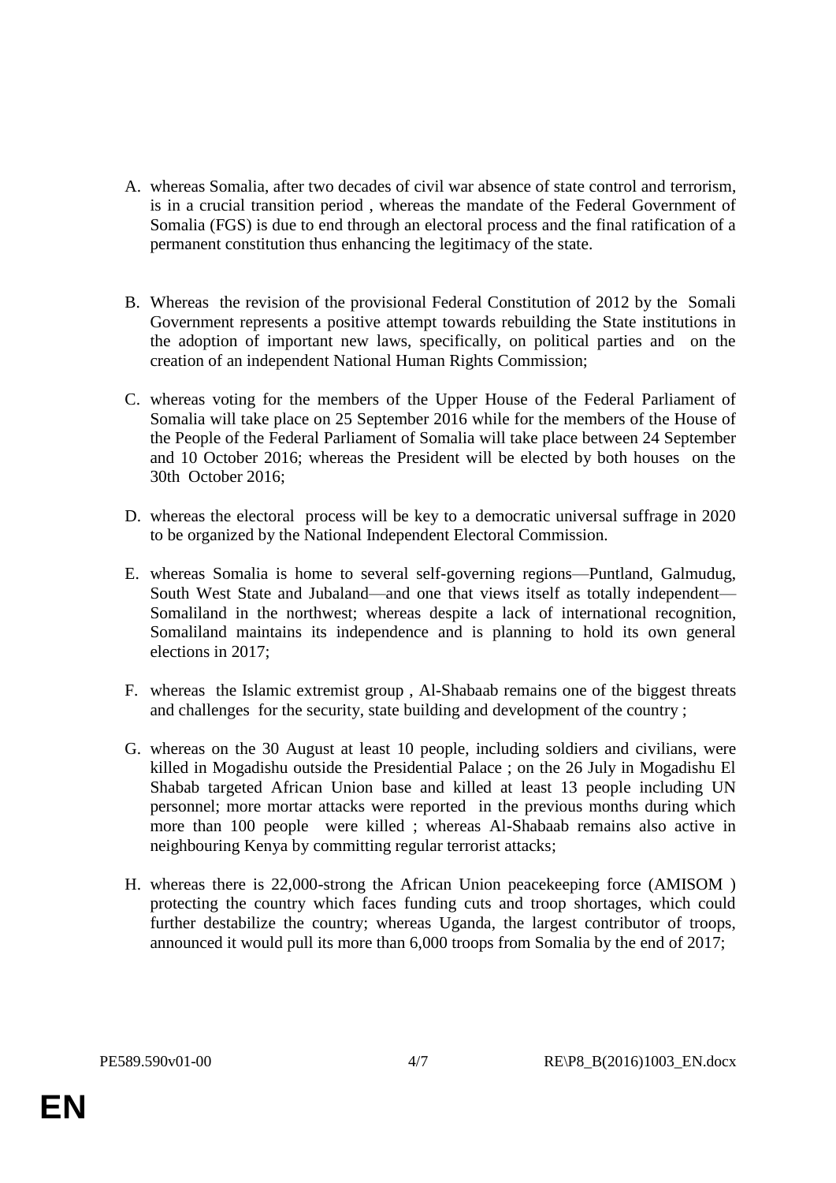A. whereas Somalia, after two decades of civil war absence of state control and terrorism, is in a crucial transition period , whereas the mandate of the Federal Government of Somalia (FGS) is due to end through an electoral process and the final ratification of a permanent constitution thus enhancing the legitimacy of the state.

B. Whereas the revision of the provisional Federal Constitution of 2012 by the Somali Government represents a positive attempt towards rebuilding the State institutions in the adoption of important new laws, specifically, on political parties and on the creation of an independent National Human Rights Commission;

C. whereas voting for the members of the Upper House of the Federal Parliament of Somalia will take place on 25 September 2016 while for the members of the House of the People of the Federal Parliament of Somalia will take place between 24 September and 10 October 2016; whereas the President will be elected by both houses on the 30th October 2016;

D. whereas the electoral process will be key to a democratic universal suffrage in 2020 to be organized by the National Independent Electoral Commission.

E. whereas Somalia is home to several self-governing regions—Puntland, Galmudug, South West State and Jubaland—and one that views itself as totally independent—Somaliland in the northwest; whereas despite a lack of international recognition, Somaliland maintains its independence and is planning to hold its own general elections in 2017;

F. whereas the Islamic extremist group , Al-Shabaab remains one of the biggest threats and challenges for the security, state building and development of the country ;

G. whereas on the 30 August at least 10 people, including soldiers and civilians, were killed in Mogadishu outside the Presidential Palace ; on the 26 July in Mogadishu El Shabab targeted African Union base and killed at least 13 people including UN personnel; more mortar attacks were reported in the previous months during which more than 100 people were killed ; whereas Al-Shabaab remains also active in neighbouring Kenya by committing regular terrorist attacks;

H. whereas there is 22,000-strong the African Union peacekeeping force (AMISOM ) protecting the country which faces funding cuts and troop shortages, which could further destabilize the country; whereas Uganda, the largest contributor of troops, announced it would pull its more than 6,000 troops from Somalia by the end of 2017;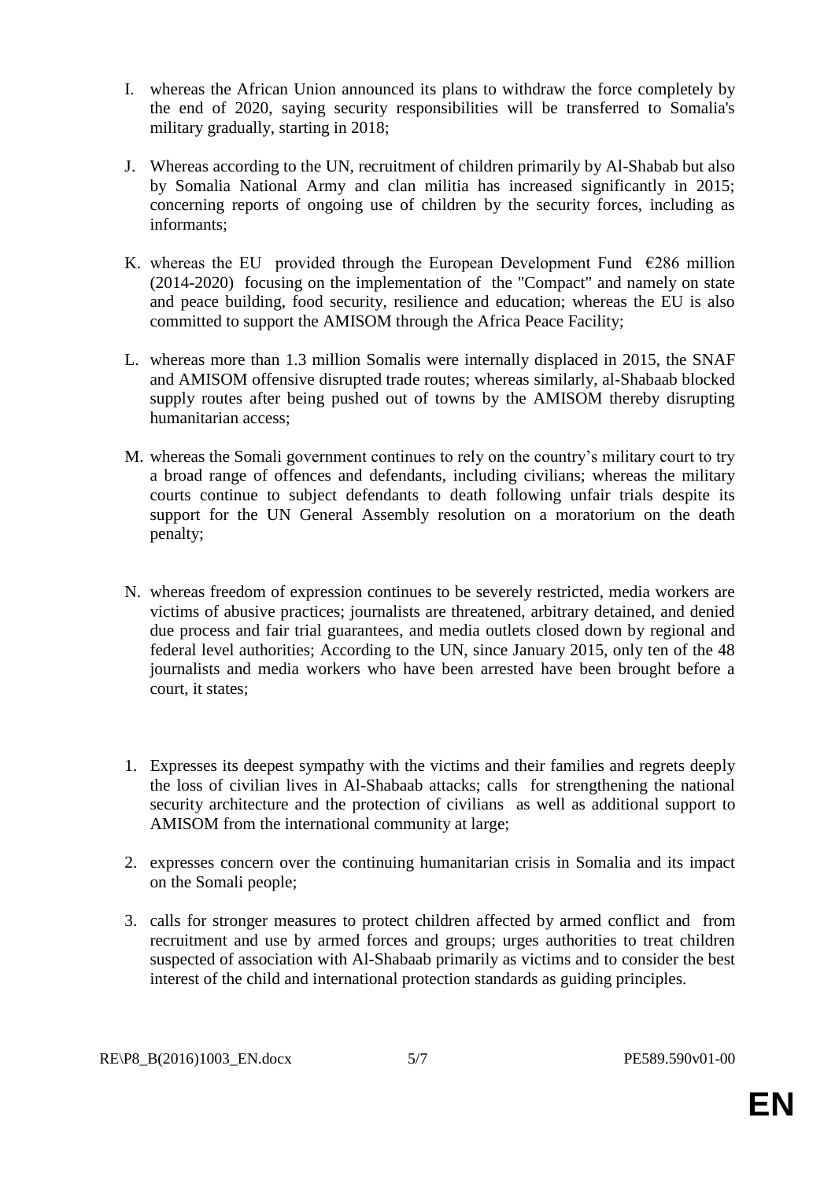I. whereas the African Union announced its plans to withdraw the force completely by the end of 2020, saying security responsibilities will be transferred to Somalia's military gradually, starting in 2018;

J. Whereas according to the UN, recruitment of children primarily by Al-Shabab but also by Somalia National Army and clan militia has increased significantly in 2015; concerning reports of ongoing use of children by the security forces, including as informants;

K. whereas the EU provided through the European Development Fund €286 million (2014-2020) focusing on the implementation of the "Compact" and namely on state and peace building, food security, resilience and education; whereas the EU is also committed to support the AMISOM through the Africa Peace Facility;

L. whereas more than 1.3 million Somalis were internally displaced in 2015, the SNAF and AMISOM offensive disrupted trade routes; whereas similarly, al-Shabaab blocked supply routes after being pushed out of towns by the AMISOM thereby disrupting humanitarian access;

M. whereas the Somali government continues to rely on the country's military court to try a broad range of offences and defendants, including civilians; whereas the military courts continue to subject defendants to death following unfair trials despite its support for the UN General Assembly resolution on a moratorium on the death penalty;

N. whereas freedom of expression continues to be severely restricted, media workers are victims of abusive practices; journalists are threatened, arbitrary detained, and denied due process and fair trial guarantees, and media outlets closed down by regional and federal level authorities; According to the UN, since January 2015, only ten of the 48 journalists and media workers who have been arrested have been brought before a court, it states;

1. Expresses its deepest sympathy with the victims and their families and regrets deeply the loss of civilian lives in Al-Shabaab attacks; calls for strengthening the national security architecture and the protection of civilians as well as additional support to AMISOM from the international community at large;

2. expresses concern over the continuing humanitarian crisis in Somalia and its impact on the Somali people;

3. calls for stronger measures to protect children affected by armed conflict and from recruitment and use by armed forces and groups; urges authorities to treat children suspected of association with Al-Shabaab primarily as victims and to consider the best interest of the child and international protection standards as guiding principles.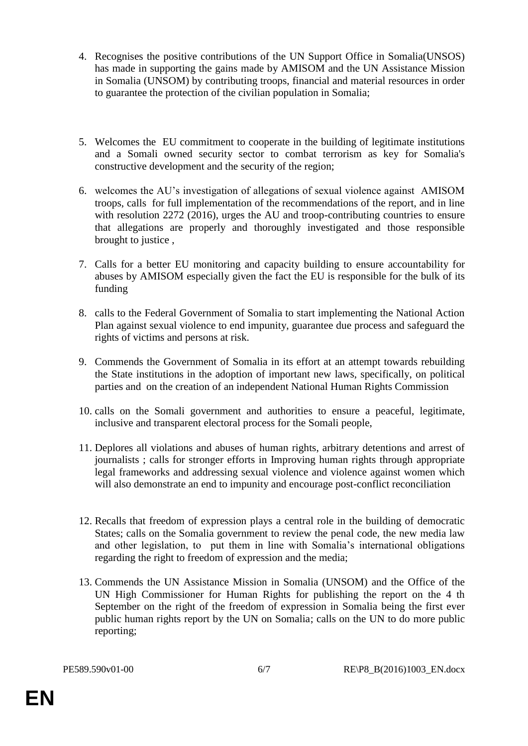4. Recognises the positive contributions of the UN Support Office in Somalia(UNSOS) has made in supporting the gains made by AMISOM and the UN Assistance Mission in Somalia (UNSOM) by contributing troops, financial and material resources in order to guarantee the protection of the civilian population in Somalia;

5. Welcomes the EU commitment to cooperate in the building of legitimate institutions and a Somali owned security sector to combat terrorism as key for Somalia's constructive development and the security of the region;

6. welcomes the AU's investigation of allegations of sexual violence against AMISOM troops, calls for full implementation of the recommendations of the report, and in line with resolution 2272 (2016), urges the AU and troop-contributing countries to ensure that allegations are properly and thoroughly investigated and those responsible brought to justice ,

7. Calls for a better EU monitoring and capacity building to ensure accountability for abuses by AMISOM especially given the fact the EU is responsible for the bulk of its funding

8. calls to the Federal Government of Somalia to start implementing the National Action Plan against sexual violence to end impunity, guarantee due process and safeguard the rights of victims and persons at risk.

9. Commends the Government of Somalia in its effort at an attempt towards rebuilding the State institutions in the adoption of important new laws, specifically, on political parties and on the creation of an independent National Human Rights Commission

10. calls on the Somali government and authorities to ensure a peaceful, legitimate, inclusive and transparent electoral process for the Somali people,

11. Deplores all violations and abuses of human rights, arbitrary detentions and arrest of journalists ; calls for stronger efforts in Improving human rights through appropriate legal frameworks and addressing sexual violence and violence against women which will also demonstrate an end to impunity and encourage post-conflict reconciliation

12. Recalls that freedom of expression plays a central role in the building of democratic States; calls on the Somalia government to review the penal code, the new media law and other legislation, to put them in line with Somalia's international obligations regarding the right to freedom of expression and the media;

13. Commends the UN Assistance Mission in Somalia (UNSOM) and the Office of the UN High Commissioner for Human Rights for publishing the report on the 4 th September on the right of the freedom of expression in Somalia being the first ever public human rights report by the UN on Somalia; calls on the UN to do more public reporting;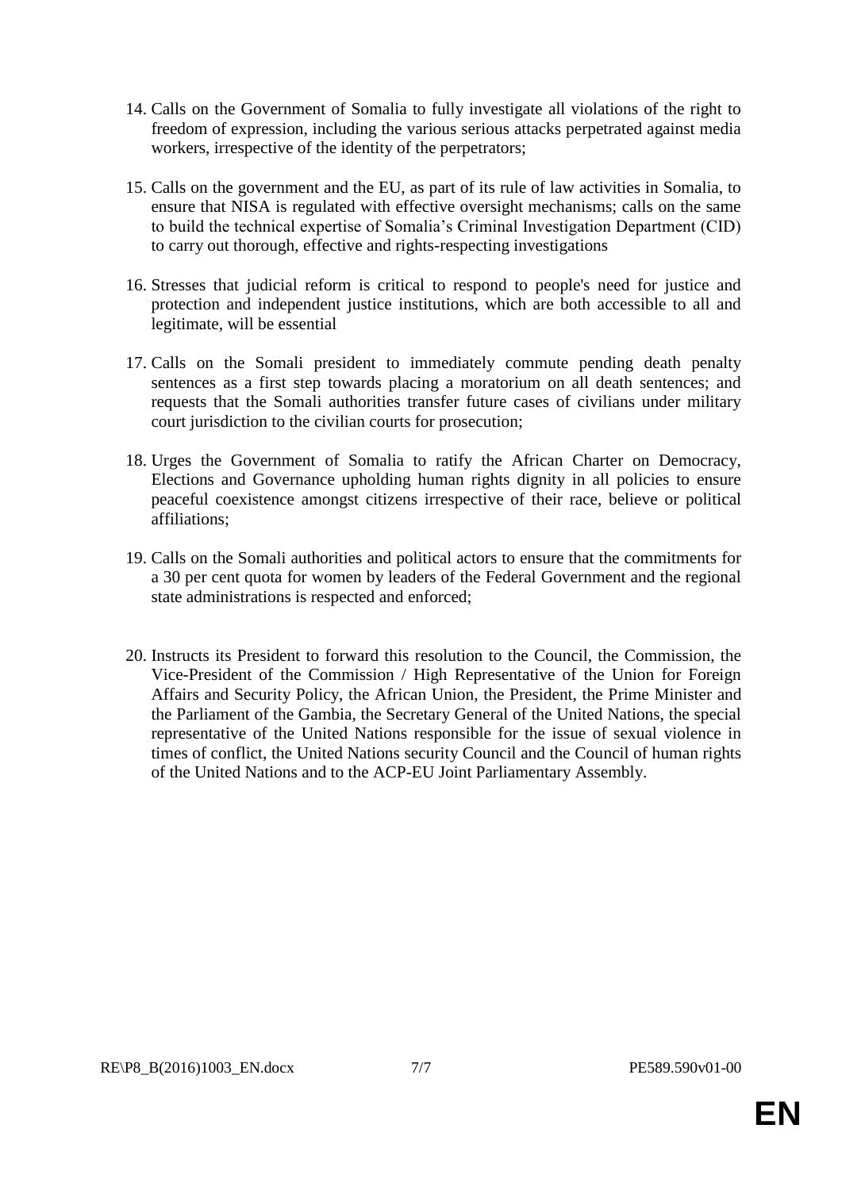14. Calls on the Government of Somalia to fully investigate all violations of the right to freedom of expression, including the various serious attacks perpetrated against media workers, irrespective of the identity of the perpetrators;

15. Calls on the government and the EU, as part of its rule of law activities in Somalia, to ensure that NISA is regulated with effective oversight mechanisms; calls on the same to build the technical expertise of Somalia's Criminal Investigation Department (CID) to carry out thorough, effective and rights-respecting investigations

16. Stresses that judicial reform is critical to respond to people's need for justice and protection and independent justice institutions, which are both accessible to all and legitimate, will be essential

17. Calls on the Somali president to immediately commute pending death penalty sentences as a first step towards placing a moratorium on all death sentences; and requests that the Somali authorities transfer future cases of civilians under military court jurisdiction to the civilian courts for prosecution;

18. Urges the Government of Somalia to ratify the African Charter on Democracy, Elections and Governance upholding human rights dignity in all policies to ensure peaceful coexistence amongst citizens irrespective of their race, believe or political affiliations;

19. Calls on the Somali authorities and political actors to ensure that the commitments for a 30 per cent quota for women by leaders of the Federal Government and the regional state administrations is respected and enforced;

20. Instructs its President to forward this resolution to the Council, the Commission, the Vice-President of the Commission / High Representative of the Union for Foreign Affairs and Security Policy, the African Union, the President, the Prime Minister and the Parliament of the Gambia, the Secretary General of the United Nations, the special representative of the United Nations responsible for the issue of sexual violence in times of conflict, the United Nations security Council and the Council of human rights of the United Nations and to the ACP-EU Joint Parliamentary Assembly.